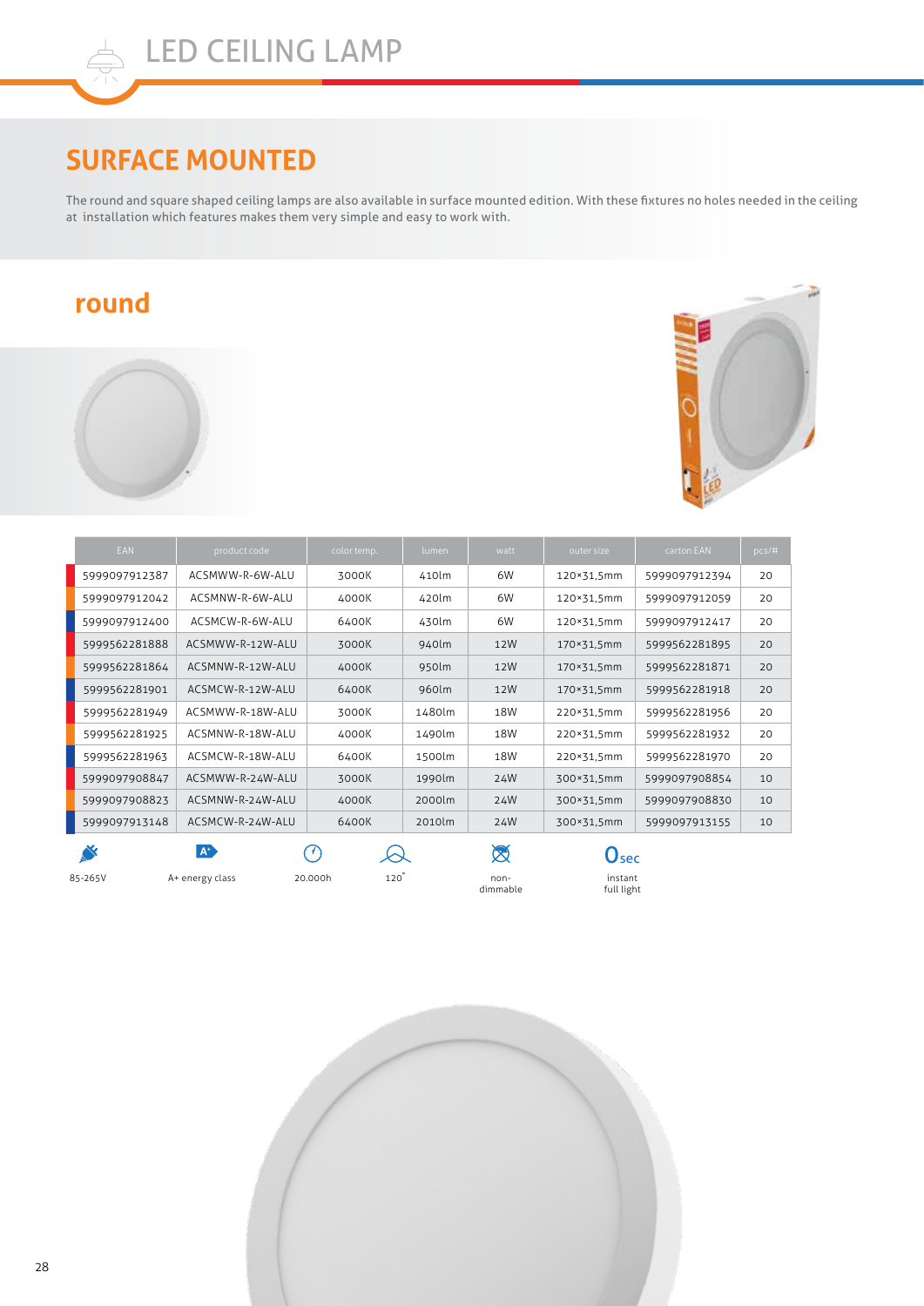# LED CEILING LAMP

## SURFACE MOUNTED

The round and square shaped ceiling lamps are also available in surface mounted edition. With these fixtures no holes needed in the ceiling at installation which features makes them very simple and easy to work with.

### round

| EAN | product code | color temp. | lumen | watt | outer size | carton EAN | pcs/# |
|---|---|---|---|---|---|---|---|
| 5999097912387 | ACSMWW-R-6W-ALU | 3000K | 410lm | 6W | 120×31,5mm | 5999097912394 | 20 |
| 5999097912042 | ACSMNW-R-6W-ALU | 4000K | 420lm | 6W | 120×31,5mm | 5999097912059 | 20 |
| 5999097912400 | ACSMCW-R-6W-ALU | 6400K | 430lm | 6W | 120×31,5mm | 5999097912417 | 20 |
| 5999562281888 | ACSMWW-R-12W-ALU | 3000K | 940lm | 12W | 170×31,5mm | 5999562281895 | 20 |
| 5999562281864 | ACSMNW-R-12W-ALU | 4000K | 950lm | 12W | 170×31,5mm | 5999562281871 | 20 |
| 5999562281901 | ACSMCW-R-12W-ALU | 6400K | 960lm | 12W | 170×31,5mm | 5999562281918 | 20 |
| 5999562281949 | ACSMWW-R-18W-ALU | 3000K | 1480lm | 18W | 220×31,5mm | 5999562281956 | 20 |
| 5999562281925 | ACSMNW-R-18W-ALU | 4000K | 1490lm | 18W | 220×31,5mm | 5999562281932 | 20 |
| 5999562281963 | ACSMCW-R-18W-ALU | 6400K | 1500lm | 18W | 220×31,5mm | 5999562281970 | 20 |
| 5999097908847 | ACSMWW-R-24W-ALU | 3000K | 1990lm | 24W | 300×31,5mm | 5999097908854 | 10 |
| 5999097908823 | ACSMNW-R-24W-ALU | 4000K | 2000lm | 24W | 300×31,5mm | 5999097908830 | 10 |
| 5999097913148 | ACSMCW-R-24W-ALU | 6400K | 2010lm | 24W | 300×31,5mm | 5999097913155 | 10 |

85-265V | A+ energy class | 20.000h | 120° | non-dimmable | 0sec instant full light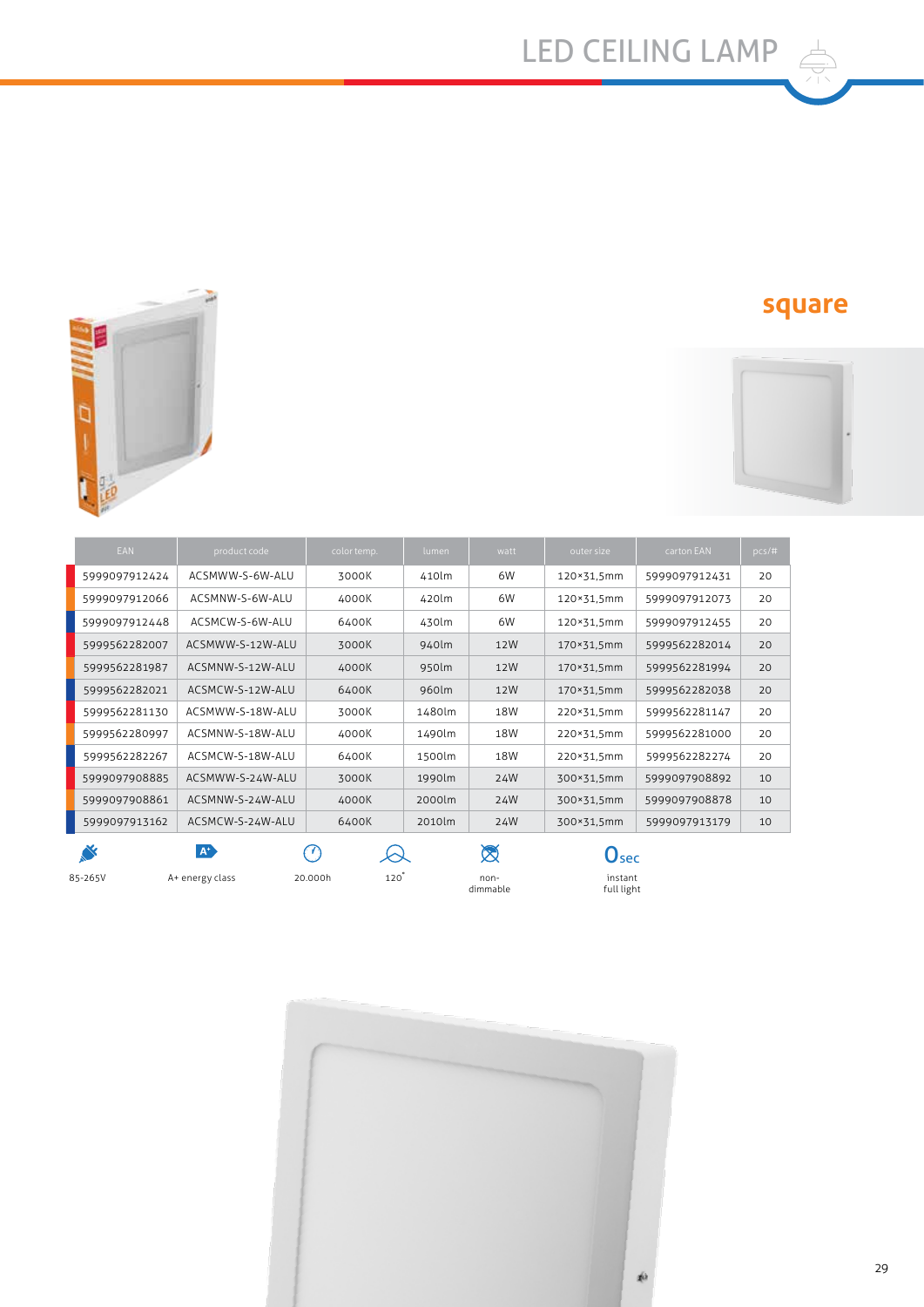# LED CEILING LAMP

## square

| EAN | product code | color temp. | lumen | watt | outer size | carton EAN | pcs/# |
|---|---|---|---|---|---|---|---|
| 5999097912424 | ACSMWW-S-6W-ALU | 3000K | 410lm | 6W | 120×31,5mm | 5999097912431 | 20 |
| 5999097912066 | ACSMNW-S-6W-ALU | 4000K | 420lm | 6W | 120×31,5mm | 5999097912073 | 20 |
| 5999097912448 | ACSMCW-S-6W-ALU | 6400K | 430lm | 6W | 120×31,5mm | 5999097912455 | 20 |
| 5999562282007 | ACSMWW-S-12W-ALU | 3000K | 940lm | 12W | 170×31,5mm | 5999562282014 | 20 |
| 5999562281987 | ACSMNW-S-12W-ALU | 4000K | 950lm | 12W | 170×31,5mm | 5999562281994 | 20 |
| 5999562282021 | ACSMCW-S-12W-ALU | 6400K | 960lm | 12W | 170×31,5mm | 5999562282038 | 20 |
| 5999562281130 | ACSMWW-S-18W-ALU | 3000K | 1480lm | 18W | 220×31,5mm | 5999562281147 | 20 |
| 5999562280997 | ACSMNW-S-18W-ALU | 4000K | 1490lm | 18W | 220×31,5mm | 5999562281000 | 20 |
| 5999562282267 | ACSMCW-S-18W-ALU | 6400K | 1500lm | 18W | 220×31,5mm | 5999562282274 | 20 |
| 5999097908885 | ACSMWW-S-24W-ALU | 3000K | 1990lm | 24W | 300×31,5mm | 5999097908892 | 10 |
| 5999097908861 | ACSMNW-S-24W-ALU | 4000K | 2000lm | 24W | 300×31,5mm | 5999097908878 | 10 |
| 5999097913162 | ACSMCW-S-24W-ALU | 6400K | 2010lm | 24W | 300×31,5mm | 5999097913179 | 10 |

85-265V

A+ energy class

20.000h

120°

non-dimmable

0sec instant full light